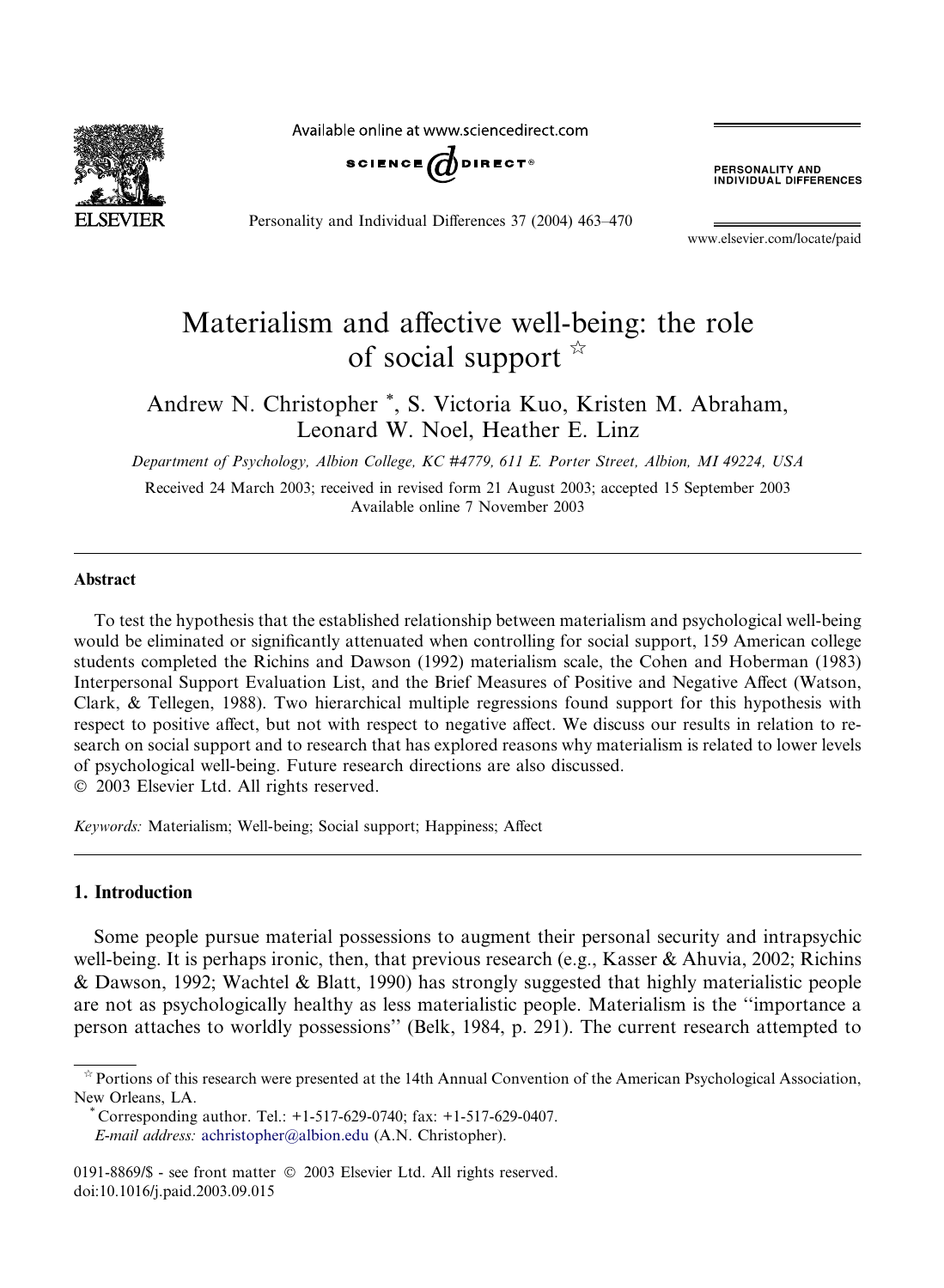# Materialism and affective well-being: the role of social support ☆

Andrew N. Christopher *, S. Victoria Kuo, Kristen M. Abraham, Leonard W. Noel, Heather E. Linz

*Department of Psychology, Albion College, KC #4779, 611 E. Porter Street, Albion, MI 49224, USA*

Received 24 March 2003; received in revised form 21 August 2003; accepted 15 September 2003
Available online 7 November 2003

## Abstract

To test the hypothesis that the established relationship between materialism and psychological well-being would be eliminated or significantly attenuated when controlling for social support, 159 American college students completed the Richins and Dawson (1992) materialism scale, the Cohen and Hoberman (1983) Interpersonal Support Evaluation List, and the Brief Measures of Positive and Negative Affect (Watson, Clark, & Tellegen, 1988). Two hierarchical multiple regressions found support for this hypothesis with respect to positive affect, but not with respect to negative affect. We discuss our results in relation to research on social support and to research that has explored reasons why materialism is related to lower levels of psychological well-being. Future research directions are also discussed.
© 2003 Elsevier Ltd. All rights reserved.

*Keywords:* Materialism; Well-being; Social support; Happiness; Affect

## 1. Introduction

Some people pursue material possessions to augment their personal security and intrapsychic well-being. It is perhaps ironic, then, that previous research (e.g., Kasser & Ahuvia, 2002; Richins & Dawson, 1992; Wachtel & Blatt, 1990) has strongly suggested that highly materialistic people are not as psychologically healthy as less materialistic people. Materialism is the "importance a person attaches to worldly possessions" (Belk, 1984, p. 291). The current research attempted to

☆ Portions of this research were presented at the 14th Annual Convention of the American Psychological Association, New Orleans, LA.

\* Corresponding author. Tel.: +1-517-629-0740; fax: +1-517-629-0407.
*E-mail address:* achristopher@albion.edu (A.N. Christopher).

0191-8869/$ - see front matter © 2003 Elsevier Ltd. All rights reserved.
doi:10.1016/j.paid.2003.09.015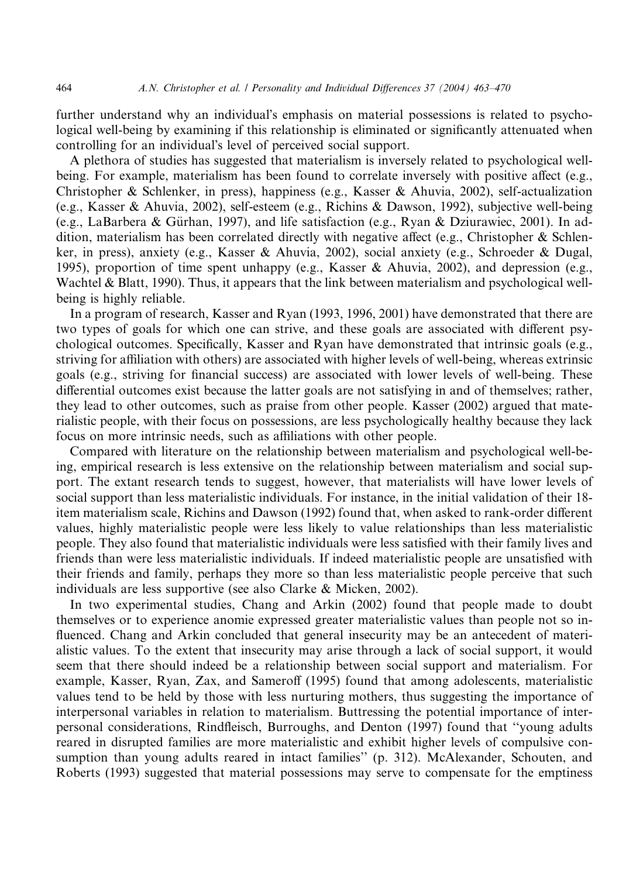further understand why an individual's emphasis on material possessions is related to psychological well-being by examining if this relationship is eliminated or significantly attenuated when controlling for an individual's level of perceived social support.

A plethora of studies has suggested that materialism is inversely related to psychological well-being. For example, materialism has been found to correlate inversely with positive affect (e.g., Christopher & Schlenker, in press), happiness (e.g., Kasser & Ahuvia, 2002), self-actualization (e.g., Kasser & Ahuvia, 2002), self-esteem (e.g., Richins & Dawson, 1992), subjective well-being (e.g., LaBarbera & Gürhan, 1997), and life satisfaction (e.g., Ryan & Dziurawiec, 2001). In addition, materialism has been correlated directly with negative affect (e.g., Christopher & Schlenker, in press), anxiety (e.g., Kasser & Ahuvia, 2002), social anxiety (e.g., Schroeder & Dugal, 1995), proportion of time spent unhappy (e.g., Kasser & Ahuvia, 2002), and depression (e.g., Wachtel & Blatt, 1990). Thus, it appears that the link between materialism and psychological well-being is highly reliable.

In a program of research, Kasser and Ryan (1993, 1996, 2001) have demonstrated that there are two types of goals for which one can strive, and these goals are associated with different psychological outcomes. Specifically, Kasser and Ryan have demonstrated that intrinsic goals (e.g., striving for affiliation with others) are associated with higher levels of well-being, whereas extrinsic goals (e.g., striving for financial success) are associated with lower levels of well-being. These differential outcomes exist because the latter goals are not satisfying in and of themselves; rather, they lead to other outcomes, such as praise from other people. Kasser (2002) argued that materialistic people, with their focus on possessions, are less psychologically healthy because they lack focus on more intrinsic needs, such as affiliations with other people.

Compared with literature on the relationship between materialism and psychological well-being, empirical research is less extensive on the relationship between materialism and social support. The extant research tends to suggest, however, that materialists will have lower levels of social support than less materialistic individuals. For instance, in the initial validation of their 18-item materialism scale, Richins and Dawson (1992) found that, when asked to rank-order different values, highly materialistic people were less likely to value relationships than less materialistic people. They also found that materialistic individuals were less satisfied with their family lives and friends than were less materialistic individuals. If indeed materialistic people are unsatisfied with their friends and family, perhaps they more so than less materialistic people perceive that such individuals are less supportive (see also Clarke & Micken, 2002).

In two experimental studies, Chang and Arkin (2002) found that people made to doubt themselves or to experience anomie expressed greater materialistic values than people not so influenced. Chang and Arkin concluded that general insecurity may be an antecedent of materialistic values. To the extent that insecurity may arise through a lack of social support, it would seem that there should indeed be a relationship between social support and materialism. For example, Kasser, Ryan, Zax, and Sameroff (1995) found that among adolescents, materialistic values tend to be held by those with less nurturing mothers, thus suggesting the importance of interpersonal variables in relation to materialism. Buttressing the potential importance of interpersonal considerations, Rindfleisch, Burroughs, and Denton (1997) found that "young adults reared in disrupted families are more materialistic and exhibit higher levels of compulsive consumption than young adults reared in intact families" (p. 312). McAlexander, Schouten, and Roberts (1993) suggested that material possessions may serve to compensate for the emptiness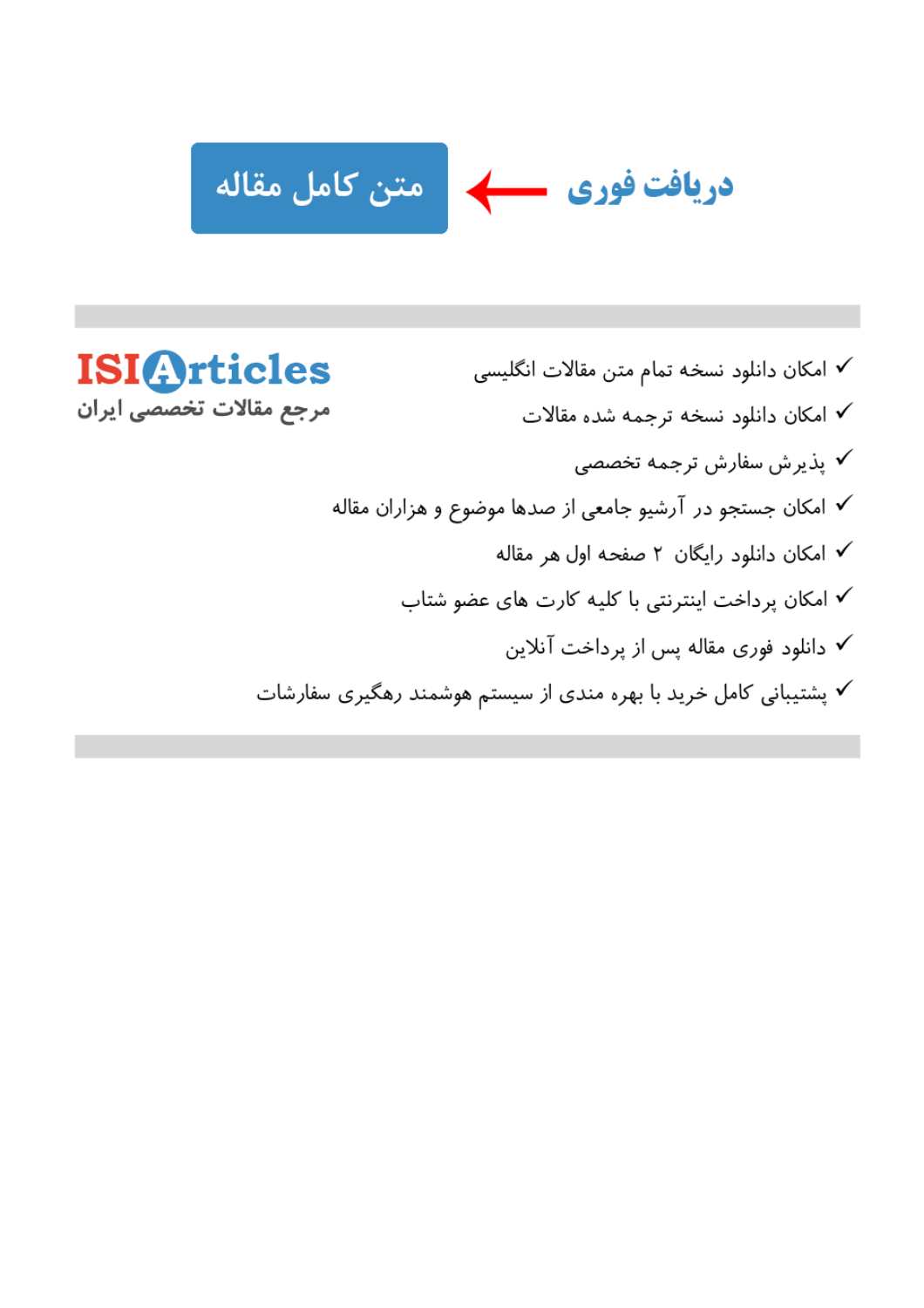دریافت فوری ← **متن کامل مقاله**

**ISIArticles**
مرجع مقالات تخصصی ایران

- ✓ امکان دانلود نسخه تمام متن مقالات انگلیسی
- ✓ امکان دانلود نسخه ترجمه شده مقالات
- ✓ پذیرش سفارش ترجمه تخصصی
- ✓ امکان جستجو در آرشیو جامعی از صدها موضوع و هزاران مقاله
- ✓ امکان دانلود رایگان ۲ صفحه اول هر مقاله
- ✓ امکان پرداخت اینترنتی با کلیه کارت های عضو شتاب
- ✓ دانلود فوری مقاله پس از پرداخت آنلاین
- ✓ پشتیبانی کامل خرید با بهره مندی از سیستم هوشمند رهگیری سفارشات